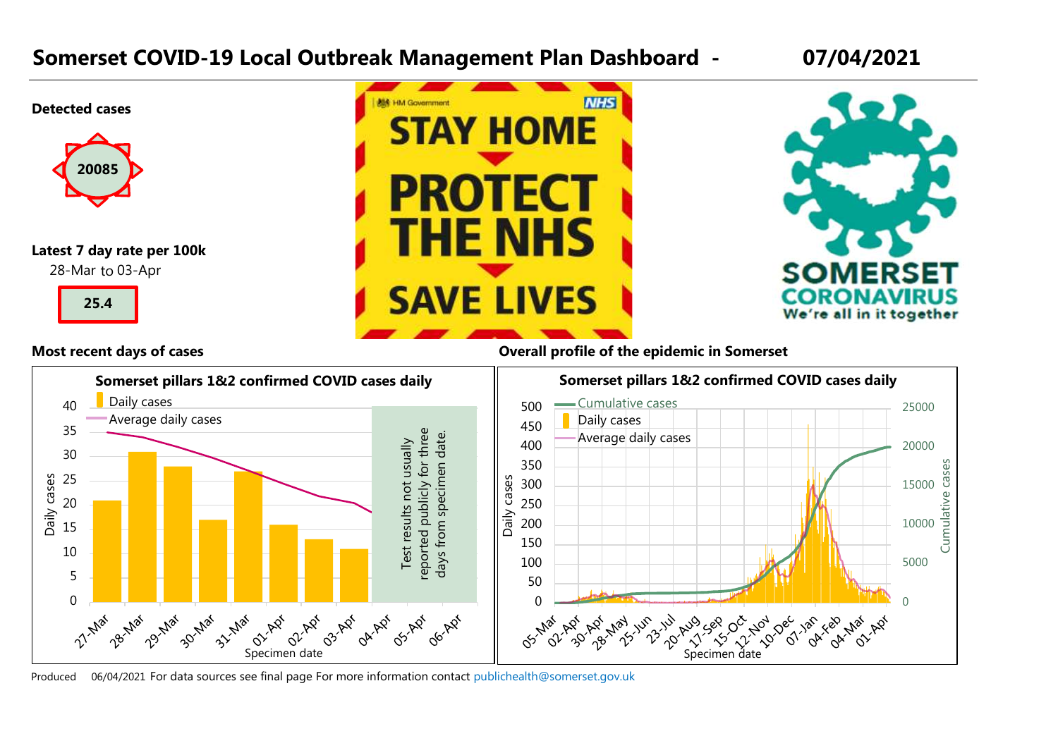# Somerset COVID-19 Local Outbreak Management Plan Dashboard - 07/04/2021

**Detected cases**

20085

**Latest 7 day rate per 100k**

28-Mar to 03-Apr

25.4

STAY HOME

PROTECT THE NHS

SAVE LIVES

SOMERSET CORONAVIRUS

We're all in it together

**Most recent days of cases**

**Somerset pillars 1&2 confirmed COVID cases daily**

Test results not usually reported publicly for three days from specimen date.

**Overall profile of the epidemic in Somerset**

**Somerset pillars 1&2 confirmed COVID cases daily**

Produced 06/04/2021 For data sources see final page For more information contact publichealth@somerset.gov.uk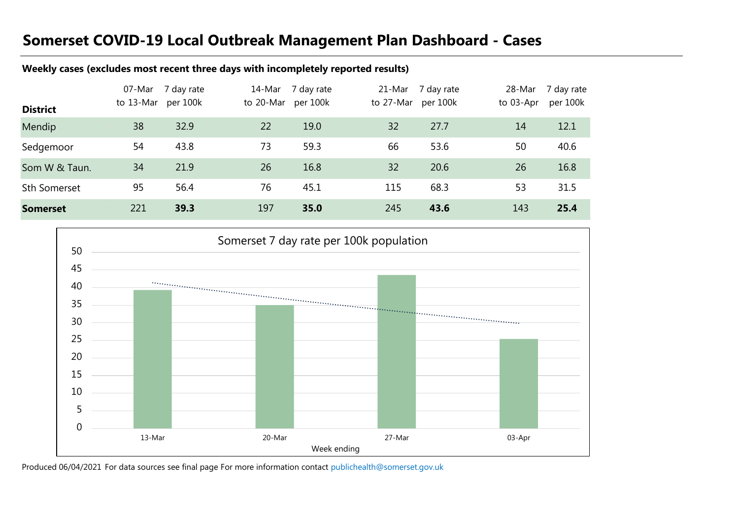# Somerset COVID-19 Local Outbreak Management Plan Dashboard - Cases

**Weekly cases (excludes most recent three days with incompletely reported results)**

| District | 07-Mar to 13-Mar | 7 day rate per 100k | 14-Mar to 20-Mar | 7 day rate per 100k | 21-Mar to 27-Mar | 7 day rate per 100k | 28-Mar to 03-Apr | 7 day rate per 100k |
|---|---|---|---|---|---|---|---|---|
| Mendip | 38 | 32.9 | 22 | 19.0 | 32 | 27.7 | 14 | 12.1 |
| Sedgemoor | 54 | 43.8 | 73 | 59.3 | 66 | 53.6 | 50 | 40.6 |
| Som W & Taun. | 34 | 21.9 | 26 | 16.8 | 32 | 20.6 | 26 | 16.8 |
| Sth Somerset | 95 | 56.4 | 76 | 45.1 | 115 | 68.3 | 53 | 31.5 |
| **Somerset** | 221 | **39.3** | 197 | **35.0** | 245 | **43.6** | 143 | **25.4** |

Somerset 7 day rate per 100k population

| Week ending | 7 day rate per 100k |
|---|---|
| 13-Mar | 39.3 |
| 20-Mar | 35.0 |
| 27-Mar | 43.6 |
| 03-Apr | 25.4 |

Produced 06/04/2021 For data sources see final page For more information contact publichealth@somerset.gov.uk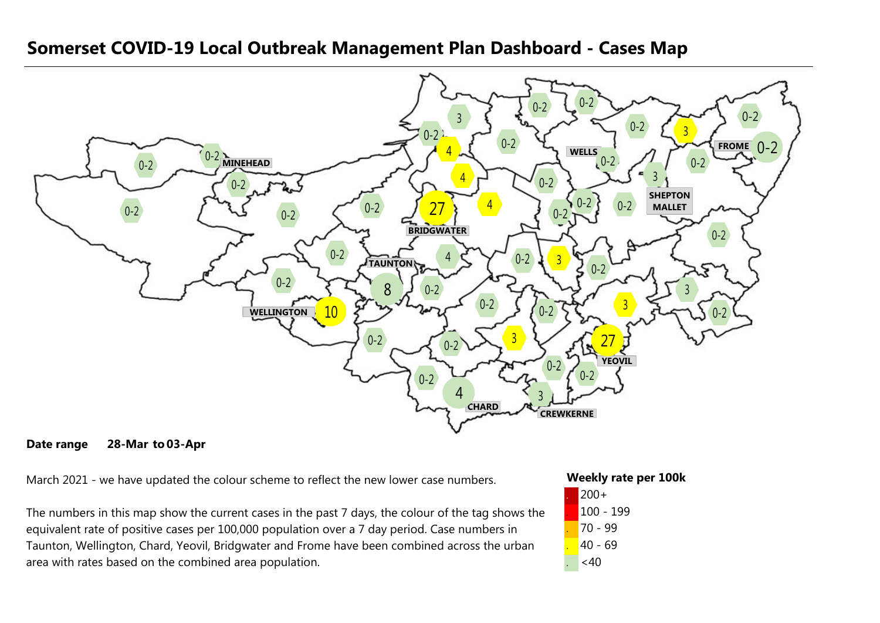# Somerset COVID-19 Local Outbreak Management Plan Dashboard - Cases Map

MINEHEAD

WELLS

FROME

SHEPTON MALLET

BRIDGWATER

TAUNTON

WELLINGTON

YEOVIL

CHARD

CREWKERNE

**Date range** **28-Mar to 03-Apr**

March 2021 - we have updated the colour scheme to reflect the new lower case numbers.

The numbers in this map show the current cases in the past 7 days, the colour of the tag shows the equivalent rate of positive cases per 100,000 population over a 7 day period. Case numbers in Taunton, Wellington, Chard, Yeovil, Bridgwater and Frome have been combined across the urban area with rates based on the combined area population.

**Weekly rate per 100k**

- 200+
- 100 - 199
- 70 - 99
- 40 - 69
- <40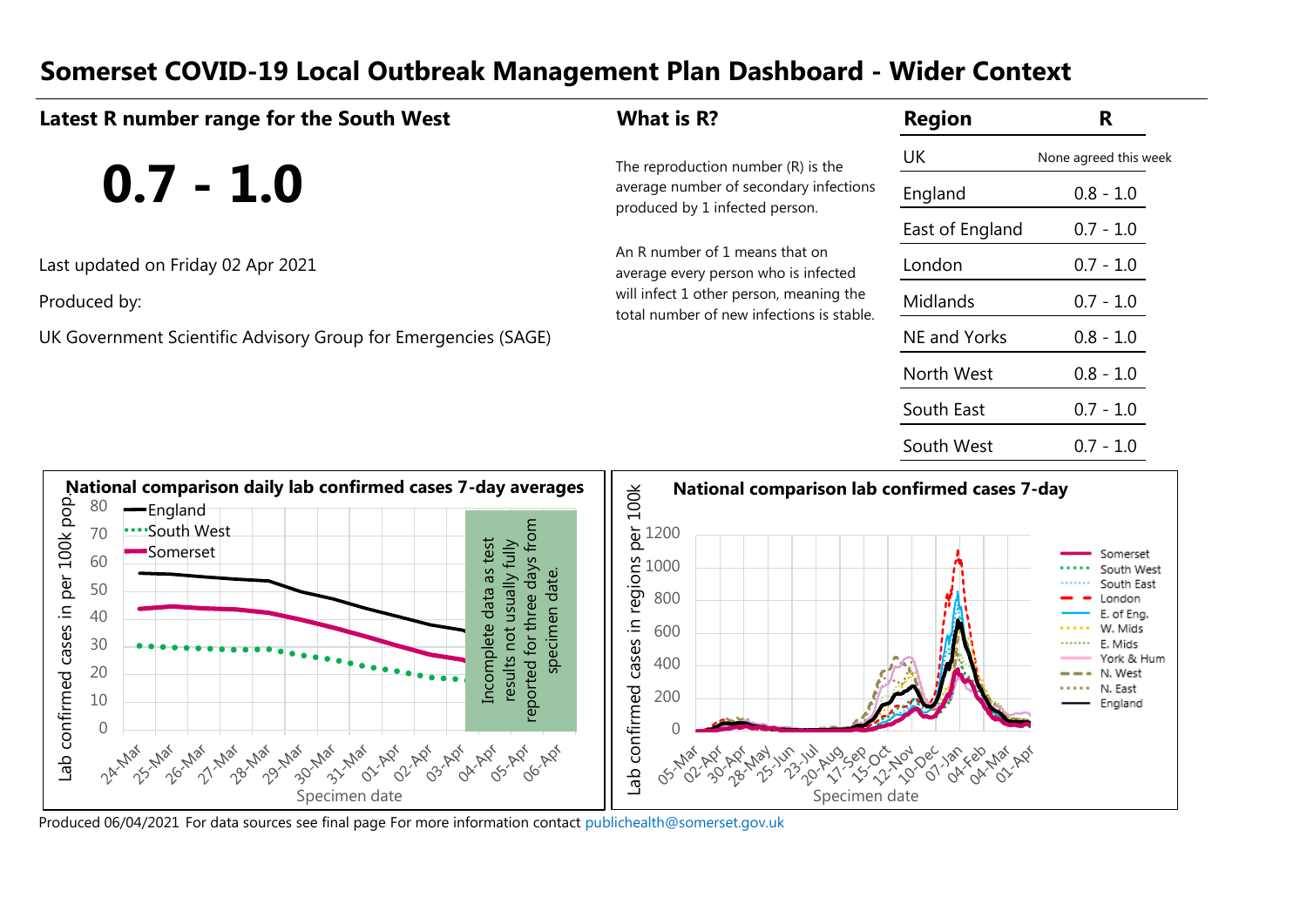# Somerset COVID-19 Local Outbreak Management Plan Dashboard - Wider Context

## Latest R number range for the South West

# 0.7 - 1.0

Last updated on Friday 02 Apr 2021

Produced by:

UK Government Scientific Advisory Group for Emergencies (SAGE)

## What is R?

The reproduction number (R) is the average number of secondary infections produced by 1 infected person.

An R number of 1 means that on average every person who is infected will infect 1 other person, meaning the total number of new infections is stable.

| Region | R |
|---|---|
| UK | None agreed this week |
| England | 0.8 - 1.0 |
| East of England | 0.7 - 1.0 |
| London | 0.7 - 1.0 |
| Midlands | 0.7 - 1.0 |
| NE and Yorks | 0.8 - 1.0 |
| North West | 0.8 - 1.0 |
| South East | 0.7 - 1.0 |
| South West | 0.7 - 1.0 |

**National comparison daily lab confirmed cases 7-day averages**

Lab confirmed cases in per 100k pop.

England, South West, Somerset

Incomplete data as test results not usually fully reported for three days from specimen date.

Specimen date

**National comparison lab confirmed cases 7-day**

Lab confirmed cases in regions per 100k

Somerset, South West, South East, London, E. of Eng., W. Mids, E. Mids, York & Hum, N. West, N. East, England

Specimen date

Produced 06/04/2021 For data sources see final page For more information contact publichealth@somerset.gov.uk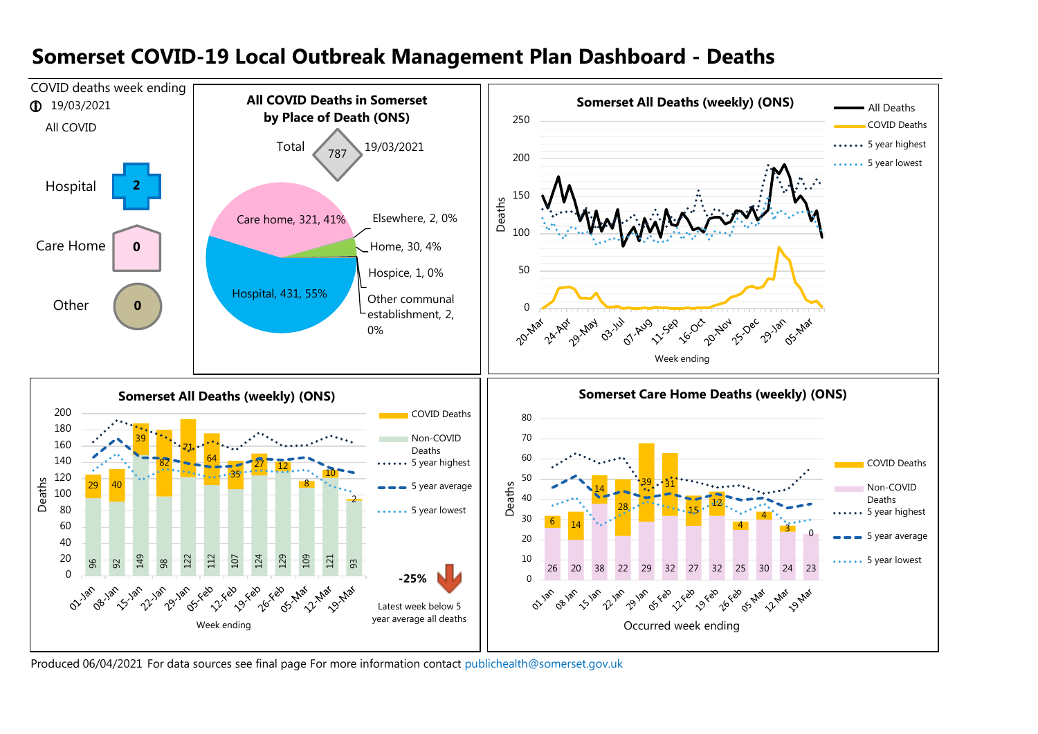# Somerset COVID-19 Local Outbreak Management Plan Dashboard - Deaths

COVID deaths week ending 19/03/2021

All COVID

| | |
|---|---|
| Hospital | 2 |
| Care Home | 0 |
| Other | 0 |

## All COVID Deaths in Somerset by Place of Death (ONS)

Total 787 — 19/03/2021

| Place of death | Deaths | % |
|---|---|---|
| Hospital | 431 | 55% |
| Care home | 321 | 41% |
| Home | 30 | 4% |
| Elsewhere | 2 | 0% |
| Hospice | 1 | 0% |
| Other communal establishment | 2 | 0% |

## Somerset All Deaths (weekly) (ONS)

Legend: All Deaths; COVID Deaths; 5 year highest; 5 year lowest

Deaths (y-axis: 0–250); Week ending (x-axis): 20-Mar, 24-Apr, 29-May, 03-Jul, 07-Aug, 11-Sep, 16-Oct, 20-Nov, 25-Dec, 29-Jan, 05-Mar

## Somerset All Deaths (weekly) (ONS)

| Week ending | Non-COVID Deaths | COVID Deaths |
|---|---|---|
| 01-Jan | 96 | 29 |
| 08-Jan | 92 | 40 |
| 15-Jan | 149 | 39 |
| 22-Jan | 98 | 82 |
| 29-Jan | 122 | 71 |
| 05-Feb | 112 | 64 |
| 12-Feb | 107 | 35 |
| 19-Feb | 124 | 27 |
| 26-Feb | 129 | 12 |
| 05-Mar | 109 | 8 |
| 12-Mar | 121 | 10 |
| 19-Mar | 93 | 2 |

Legend: COVID Deaths; Non-COVID Deaths; 5 year highest; 5 year average; 5 year lowest

-25% Latest week below 5 year average all deaths

## Somerset Care Home Deaths (weekly) (ONS)

| Occurred week ending | Non-COVID Deaths | COVID Deaths |
|---|---|---|
| 01 Jan | 26 | 6 |
| 08 Jan | 20 | 14 |
| 15 Jan | 38 | 14 |
| 22 Jan | 22 | 28 |
| 29 Jan | 29 | 39 |
| 05 Feb | 32 | 31 |
| 12 Feb | 27 | 15 |
| 19 Feb | 32 | 12 |
| 26 Feb | 25 | 4 |
| 05 Mar | 30 | 4 |
| 12 Mar | 24 | 3 |
| 19 Mar | 23 | 0 |

Legend: COVID Deaths; Non-COVID Deaths; 5 year highest; 5 year average; 5 year lowest

Produced 06/04/2021 For data sources see final page For more information contact publichealth@somerset.gov.uk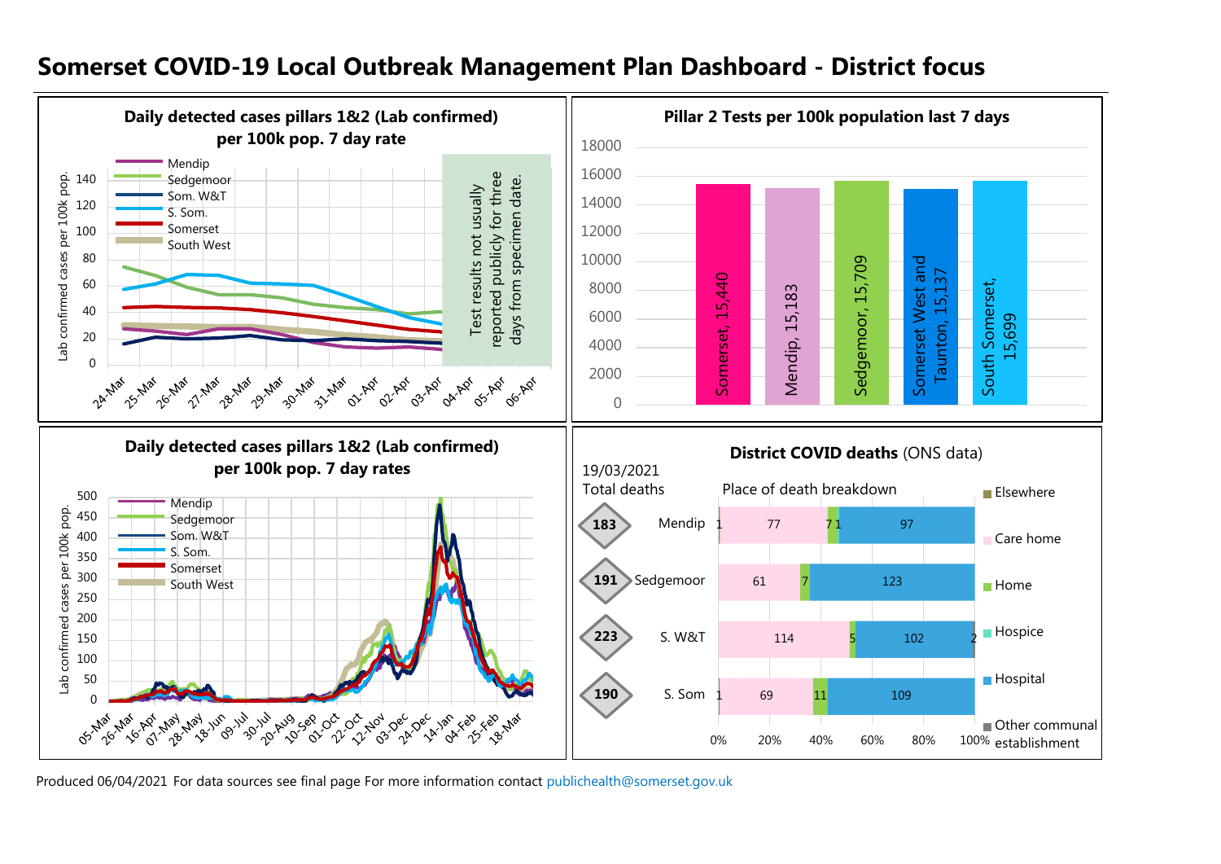# Somerset COVID-19 Local Outbreak Management Plan Dashboard - District focus

## Daily detected cases pillars 1&2 (Lab confirmed) per 100k pop. 7 day rate

Lab confirmed cases per 100k pop.

Legend: Mendip, Sedgemoor, Som. W&T, S. Som., Somerset, South West

Test results not usually reported publicly for three days from specimen date.

24-Mar, 25-Mar, 26-Mar, 27-Mar, 28-Mar, 29-Mar, 30-Mar, 31-Mar, 01-Apr, 02-Apr, 03-Apr, 04-Apr, 05-Apr, 06-Apr

## Pillar 2 Tests per 100k population last 7 days

| Area | Tests per 100k |
|---|---|
| Somerset | 15,440 |
| Mendip | 15,183 |
| Sedgemoor | 15,709 |
| Somerset West and Taunton | 15,137 |
| South Somerset | 15,699 |

## Daily detected cases pillars 1&2 (Lab confirmed) per 100k pop. 7 day rates

Lab confirmed cases per 100k pop.

Legend: Mendip, Sedgemoor, Som. W&T, S. Som., Somerset, South West

05-Mar, 26-Mar, 16-Apr, 07-May, 28-May, 18-Jun, 09-Jul, 30-Jul, 20-Aug, 10-Sep, 01-Oct, 22-Oct, 12-Nov, 03-Dec, 24-Dec, 14-Jan, 04-Feb, 25-Feb, 18-Mar

## District COVID deaths (ONS data)

19/03/2021

| District | Total deaths | Elsewhere | Care home | Home | Hospice | Hospital | Other communal establishment |
|---|---|---|---|---|---|---|---|
| Mendip | 183 | 1 | 77 | 7 | 1 | 97 | |
| Sedgemoor | 191 | | 61 | 7 | | 123 | |
| S. W&T | 223 | | 114 | 5 | | 102 | 2 |
| S. Som | 190 | 1 | 69 | 11 | | 109 | |

Produced 06/04/2021 For data sources see final page For more information contact publichealth@somerset.gov.uk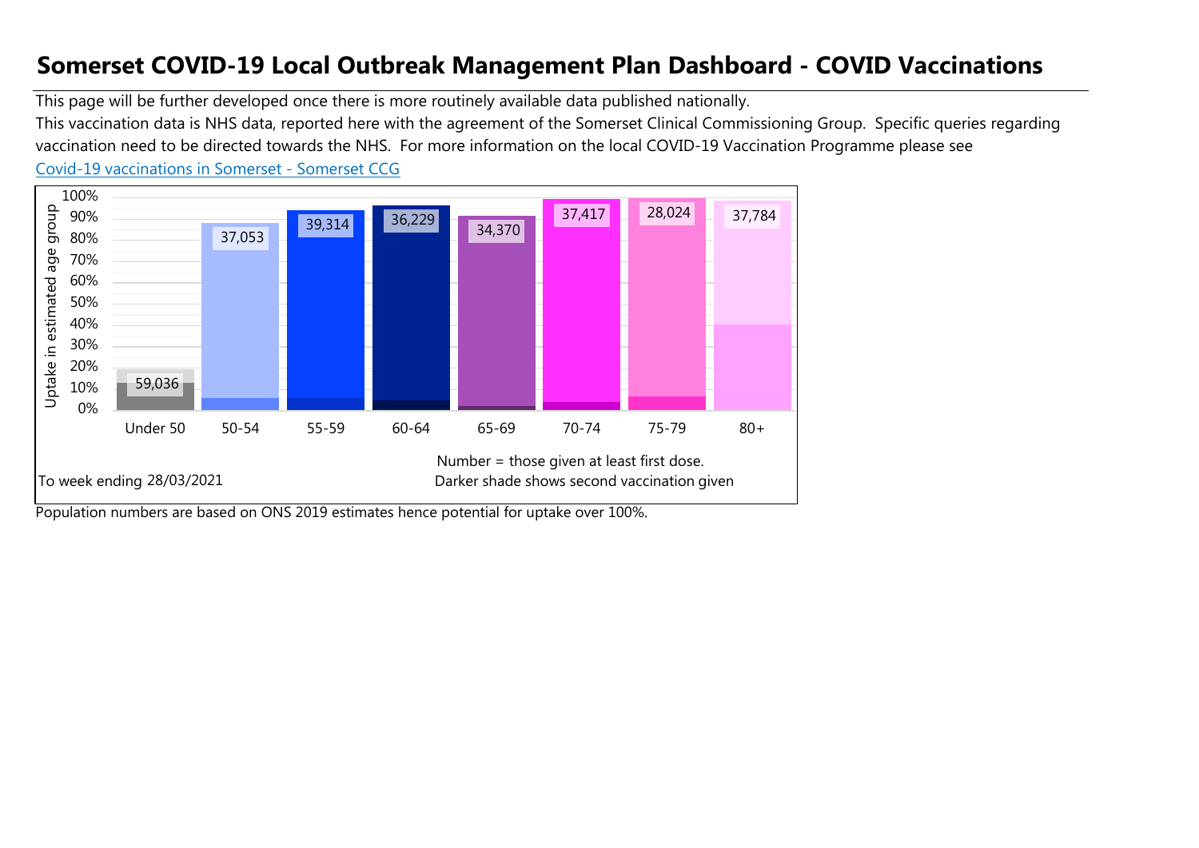# Somerset COVID-19 Local Outbreak Management Plan Dashboard - COVID Vaccinations

This page will be further developed once there is more routinely available data published nationally.

This vaccination data is NHS data, reported here with the agreement of the Somerset Clinical Commissioning Group. Specific queries regarding vaccination need to be directed towards the NHS. For more information on the local COVID-19 Vaccination Programme please see

[Covid-19 vaccinations in Somerset - Somerset CCG]

| Age group | Number given at least first dose |
|---|---|
| Under 50 | 59,036 |
| 50-54 | 37,053 |
| 55-59 | 39,314 |
| 60-64 | 36,229 |
| 65-69 | 34,370 |
| 70-74 | 37,417 |
| 75-79 | 28,024 |
| 80+ | 37,784 |

Uptake in estimated age group (0%–100%)

To week ending 28/03/2021

Number = those given at least first dose.

Darker shade shows second vaccination given

Population numbers are based on ONS 2019 estimates hence potential for uptake over 100%.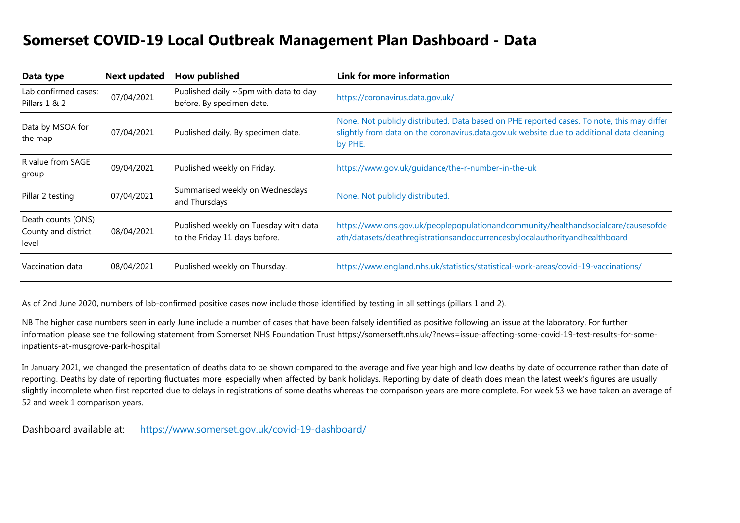# Somerset COVID-19 Local Outbreak Management Plan Dashboard - Data

| Data type | Next updated | How published | Link for more information |
|---|---|---|---|
| Lab confirmed cases: Pillars 1 & 2 | 07/04/2021 | Published daily ~5pm with data to day before. By specimen date. | https://coronavirus.data.gov.uk/ |
| Data by MSOA for the map | 07/04/2021 | Published daily. By specimen date. | None. Not publicly distributed. Data based on PHE reported cases. To note, this may differ slightly from data on the coronavirus.data.gov.uk website due to additional data cleaning by PHE. |
| R value from SAGE group | 09/04/2021 | Published weekly on Friday. | https://www.gov.uk/guidance/the-r-number-in-the-uk |
| Pillar 2 testing | 07/04/2021 | Summarised weekly on Wednesdays and Thursdays | None. Not publicly distributed. |
| Death counts (ONS) County and district level | 08/04/2021 | Published weekly on Tuesday with data to the Friday 11 days before. | https://www.ons.gov.uk/peoplepopulationandcommunity/healthandsocialcare/causesofdeath/datasets/deathregistrationsandoccurrencesbylocalauthorityandhealthboard |
| Vaccination data | 08/04/2021 | Published weekly on Thursday. | https://www.england.nhs.uk/statistics/statistical-work-areas/covid-19-vaccinations/ |

As of 2nd June 2020, numbers of lab-confirmed positive cases now include those identified by testing in all settings (pillars 1 and 2).

NB The higher case numbers seen in early June include a number of cases that have been falsely identified as positive following an issue at the laboratory. For further information please see the following statement from Somerset NHS Foundation Trust https://somersetft.nhs.uk/?news=issue-affecting-some-covid-19-test-results-for-some-inpatients-at-musgrove-park-hospital

In January 2021, we changed the presentation of deaths data to be shown compared to the average and five year high and low deaths by date of occurrence rather than date of reporting. Deaths by date of reporting fluctuates more, especially when affected by bank holidays. Reporting by date of death does mean the latest week's figures are usually slightly incomplete when first reported due to delays in registrations of some deaths whereas the comparison years are more complete. For week 53 we have taken an average of 52 and week 1 comparison years.

Dashboard available at: https://www.somerset.gov.uk/covid-19-dashboard/